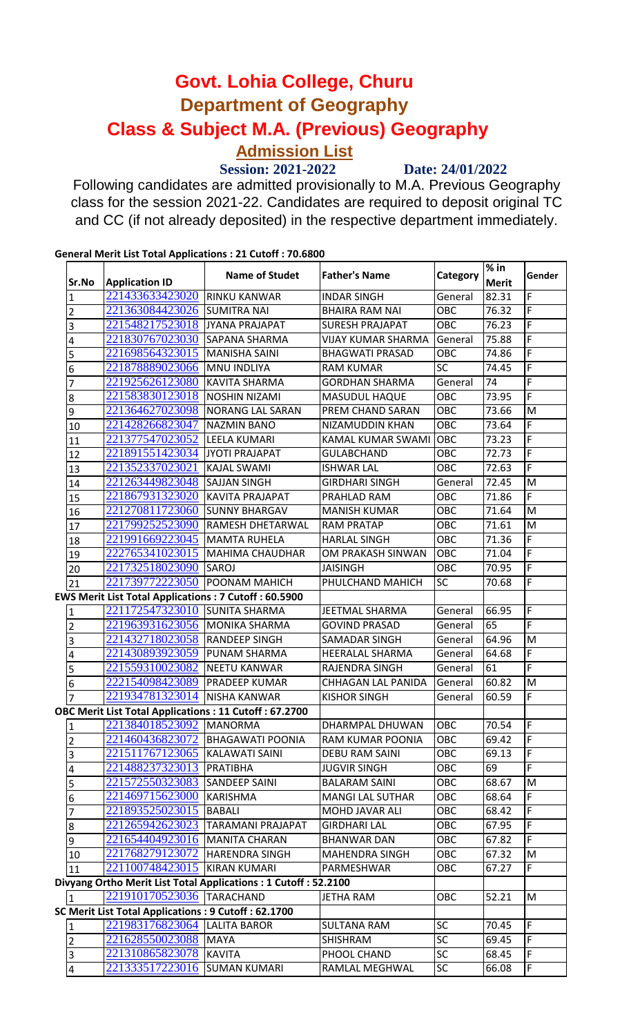# Govt. Lohia College, Churu

## Department of Geography

## Class & Subject M.A. (Previous) Geography

### Admission List

**Session: 2021-2022** **Date: 24/01/2022**

Following candidates are admitted provisionally to M.A. Previous Geography class for the session 2021-22. Candidates are required to deposit original TC and CC (if not already deposited) in the respective department immediately.

**General Merit List Total Applications : 21 Cutoff : 70.6800**

| Sr.No | Application ID | Name of Studet | Father's Name | Category | % in Merit | Gender |
|---|---|---|---|---|---|---|
| 1 | 221433633423020 | RINKU KANWAR | INDAR SINGH | General | 82.31 | F |
| 2 | 221363084423026 | SUMITRA NAI | BHAIRA RAM NAI | OBC | 76.32 | F |
| 3 | 221548217523018 | JYANA PRAJAPAT | SURESH PRAJAPAT | OBC | 76.23 | F |
| 4 | 221830767023030 | SAPANA SHARMA | VIJAY KUMAR SHARMA | General | 75.88 | F |
| 5 | 221698564323015 | MANISHA SAINI | BHAGWATI PRASAD | OBC | 74.86 | F |
| 6 | 221878889023066 | MNU INDLIYA | RAM KUMAR | SC | 74.45 | F |
| 7 | 221925626123080 | KAVITA SHARMA | GORDHAN SHARMA | General | 74 | F |
| 8 | 221583830123018 | NOSHIN NIZAMI | MASUDUL HAQUE | OBC | 73.95 | F |
| 9 | 221364627023098 | NORANG LAL SARAN | PREM CHAND SARAN | OBC | 73.66 | M |
| 10 | 221428266823047 | NAZMIN BANO | NIZAMUDDIN KHAN | OBC | 73.64 | F |
| 11 | 221377547023052 | LEELA KUMARI | KAMAL KUMAR SWAMI | OBC | 73.23 | F |
| 12 | 221891551423034 | JYOTI PRAJAPAT | GULABCHAND | OBC | 72.73 | F |
| 13 | 221352337023021 | KAJAL SWAMI | ISHWAR LAL | OBC | 72.63 | F |
| 14 | 221263449823048 | SAJJAN SINGH | GIRDHARI SINGH | General | 72.45 | M |
| 15 | 221867931323020 | KAVITA PRAJAPAT | PRAHLAD RAM | OBC | 71.86 | F |
| 16 | 221270811723060 | SUNNY BHARGAV | MANISH KUMAR | OBC | 71.64 | M |
| 17 | 221799252523090 | RAMESH DHETARWAL | RAM PRATAP | OBC | 71.61 | M |
| 18 | 221991669223045 | MAMTA RUHELA | HARLAL SINGH | OBC | 71.36 | F |
| 19 | 222765341023015 | MAHIMA CHAUDHAR | OM PRAKASH SINWAN | OBC | 71.04 | F |
| 20 | 221732518023090 | SAROJ | JAISINGH | OBC | 70.95 | F |
| 21 | 221739772223050 | POONAM MAHICH | PHULCHAND MAHICH | SC | 70.68 | F |

**EWS Merit List Total Applications : 7 Cutoff : 60.5900**

| Sr.No | Application ID | Name of Studet | Father's Name | Category | % in Merit | Gender |
|---|---|---|---|---|---|---|
| 1 | 221172547323010 | SUNITA SHARMA | JEETMAL SHARMA | General | 66.95 | F |
| 2 | 221963931623056 | MONIKA SHARMA | GOVIND PRASAD | General | 65 | F |
| 3 | 221432718023058 | RANDEEP SINGH | SAMADAR SINGH | General | 64.96 | M |
| 4 | 221430893923059 | PUNAM SHARMA | HEERALAL SHARMA | General | 64.68 | F |
| 5 | 221559310023082 | NEETU KANWAR | RAJENDRA SINGH | General | 61 | F |
| 6 | 222154098423089 | PRADEEP KUMAR | CHHAGAN LAL PANIDA | General | 60.82 | M |
| 7 | 221934781323014 | NISHA KANWAR | KISHOR SINGH | General | 60.59 | F |

**OBC Merit List Total Applications : 11 Cutoff : 67.2700**

| Sr.No | Application ID | Name of Studet | Father's Name | Category | % in Merit | Gender |
|---|---|---|---|---|---|---|
| 1 | 221384018523092 | MANORMA | DHARMPAL DHUWAN | OBC | 70.54 | F |
| 2 | 221460436823072 | BHAGAWATI POONIA | RAM KUMAR POONIA | OBC | 69.42 | F |
| 3 | 221511767123065 | KALAWATI SAINI | DEBU RAM SAINI | OBC | 69.13 | F |
| 4 | 221488237323013 | PRATIBHA | JUGVIR SINGH | OBC | 69 | F |
| 5 | 221572550323083 | SANDEEP SAINI | BALARAM SAINI | OBC | 68.67 | M |
| 6 | 221469715623000 | KARISHMA | MANGI LAL SUTHAR | OBC | 68.64 | F |
| 7 | 221893525023015 | BABALI | MOHD JAVAR ALI | OBC | 68.42 | F |
| 8 | 221265942623023 | TARAMANI PRAJAPAT | GIRDHARI LAL | OBC | 67.95 | F |
| 9 | 221654404923016 | MANITA CHARAN | BHANWAR DAN | OBC | 67.82 | F |
| 10 | 221768279123072 | HARENDRA SINGH | MAHENDRA SINGH | OBC | 67.32 | M |
| 11 | 221100748423015 | KIRAN KUMARI | PARMESHWAR | OBC | 67.27 | F |

**Divyang Ortho Merit List Total Applications : 1 Cutoff : 52.2100**

| Sr.No | Application ID | Name of Studet | Father's Name | Category | % in Merit | Gender |
|---|---|---|---|---|---|---|
| 1 | 221910170523036 | TARACHAND | JETHA RAM | OBC | 52.21 | M |

**SC Merit List Total Applications : 9 Cutoff : 62.1700**

| Sr.No | Application ID | Name of Studet | Father's Name | Category | % in Merit | Gender |
|---|---|---|---|---|---|---|
| 1 | 221983176823064 | LALITA BAROR | SULTANA RAM | SC | 70.45 | F |
| 2 | 221628550023088 | MAYA | SHISHRAM | SC | 69.45 | F |
| 3 | 221310865823078 | KAVITA | PHOOL CHAND | SC | 68.45 | F |
| 4 | 221333517223016 | SUMAN KUMARI | RAMLAL MEGHWAL | SC | 66.08 | F |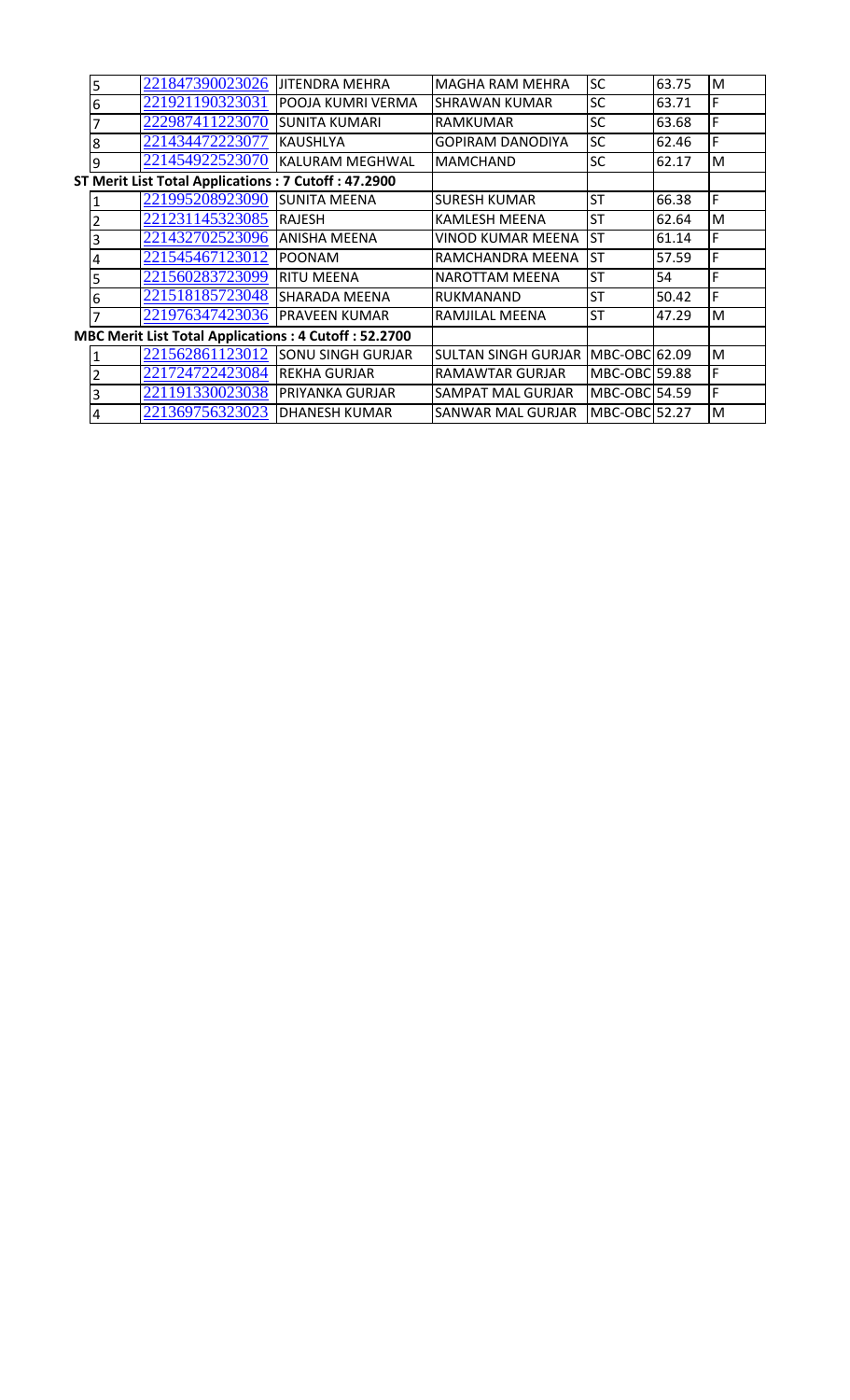| | | | | | | |
|---|---|---|---|---|---|---|
| 5 | 221847390023026 | JITENDRA MEHRA | MAGHA RAM MEHRA | SC | 63.75 | M |
| 6 | 221921190323031 | POOJA KUMRI VERMA | SHRAWAN KUMAR | SC | 63.71 | F |
| 7 | 222987411223070 | SUNITA KUMARI | RAMKUMAR | SC | 63.68 | F |
| 8 | 221434472223077 | KAUSHLYA | GOPIRAM DANODIYA | SC | 62.46 | F |
| 9 | 221454922523070 | KALURAM MEGHWAL | MAMCHAND | SC | 62.17 | M |
| **ST Merit List Total Applications : 7 Cutoff : 47.2900** | | | | | | |
| 1 | 221995208923090 | SUNITA MEENA | SURESH KUMAR | ST | 66.38 | F |
| 2 | 221231145323085 | RAJESH | KAMLESH MEENA | ST | 62.64 | M |
| 3 | 221432702523096 | ANISHA MEENA | VINOD KUMAR MEENA | ST | 61.14 | F |
| 4 | 221545467123012 | POONAM | RAMCHANDRA MEENA | ST | 57.59 | F |
| 5 | 221560283723099 | RITU MEENA | NAROTTAM MEENA | ST | 54 | F |
| 6 | 221518185723048 | SHARADA MEENA | RUKMANAND | ST | 50.42 | F |
| 7 | 221976347423036 | PRAVEEN KUMAR | RAMJILAL MEENA | ST | 47.29 | M |
| **MBC Merit List Total Applications : 4 Cutoff : 52.2700** | | | | | | |
| 1 | 221562861123012 | SONU SINGH GURJAR | SULTAN SINGH GURJAR | MBC-OBC | 62.09 | M |
| 2 | 221724722423084 | REKHA GURJAR | RAMAWTAR GURJAR | MBC-OBC | 59.88 | F |
| 3 | 221191330023038 | PRIYANKA GURJAR | SAMPAT MAL GURJAR | MBC-OBC | 54.59 | F |
| 4 | 221369756323023 | DHANESH KUMAR | SANWAR MAL GURJAR | MBC-OBC | 52.27 | M |